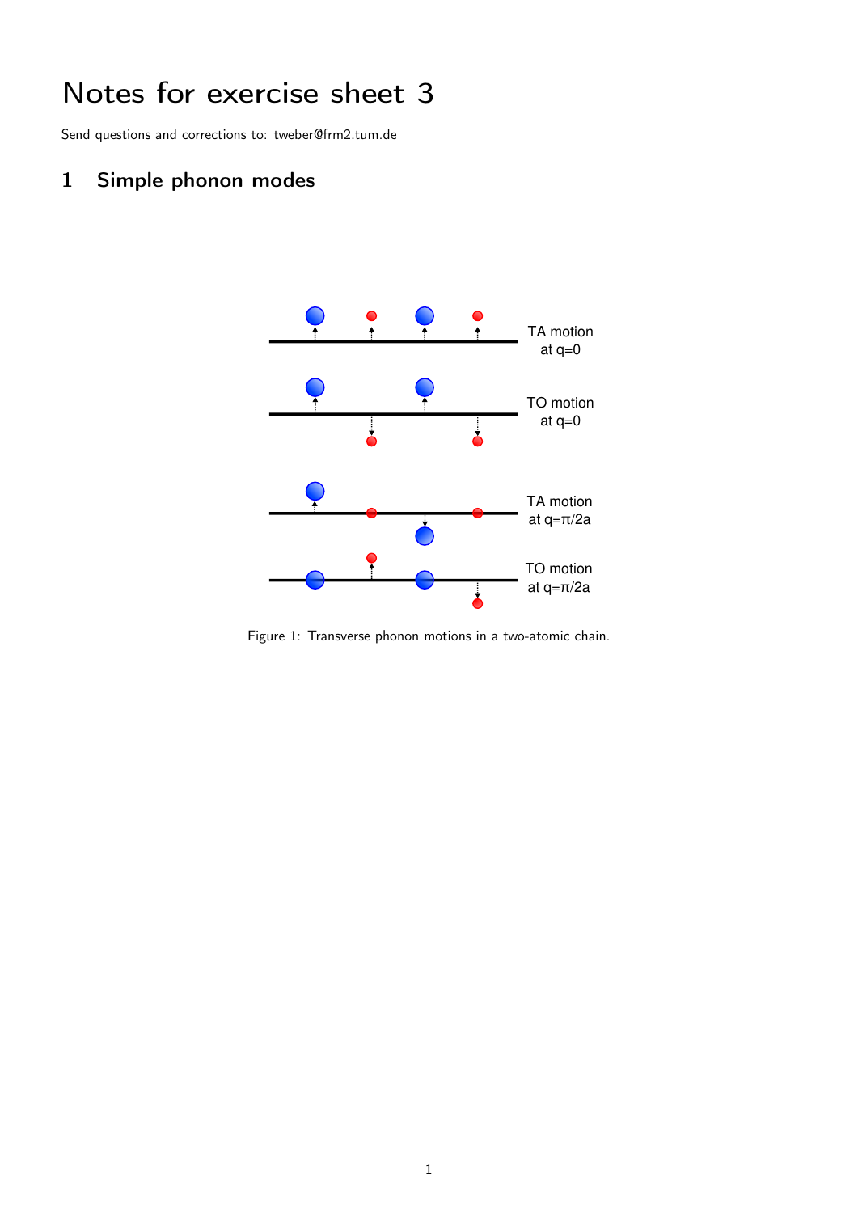# Notes for exercise sheet 3

Send questions and corrections to: tweber@frm2.tum.de

## 1 Simple phonon modes

TA motion at q=0

TO motion at q=0

TA motion at q=π/2a

TO motion at q=π/2a

Figure 1: Transverse phonon motions in a two-atomic chain.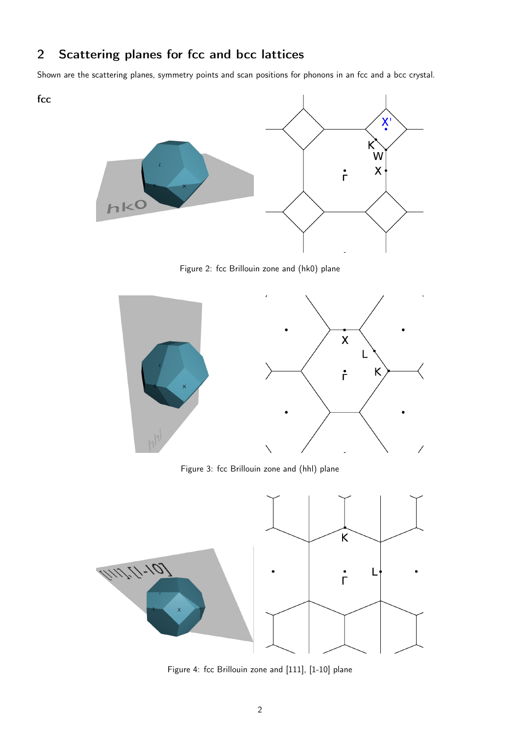## 2 Scattering planes for fcc and bcc lattices

Shown are the scattering planes, symmetry points and scan positions for phonons in an fcc and a bcc crystal.

### fcc

Figure 2: fcc Brillouin zone and (hk0) plane

Figure 3: fcc Brillouin zone and (hhl) plane

Figure 4: fcc Brillouin zone and [111], [1-10] plane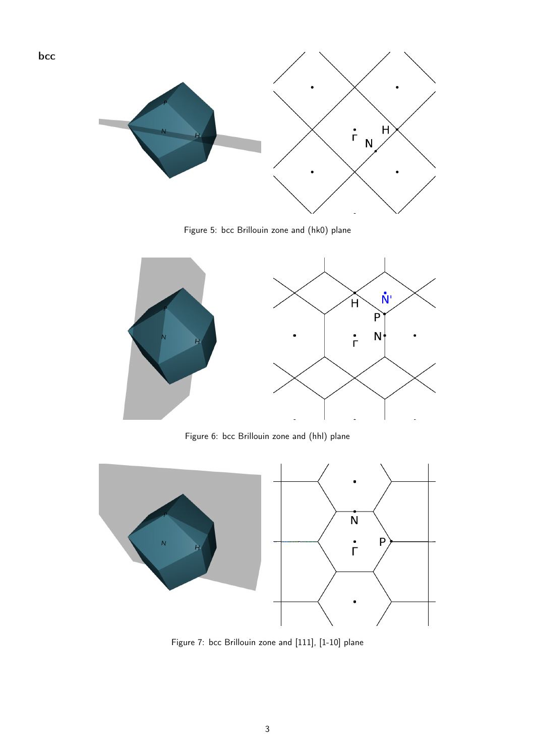**bcc**

Figure 5: bcc Brillouin zone and (hk0) plane

Figure 6: bcc Brillouin zone and (hhl) plane

Figure 7: bcc Brillouin zone and [111], [1-10] plane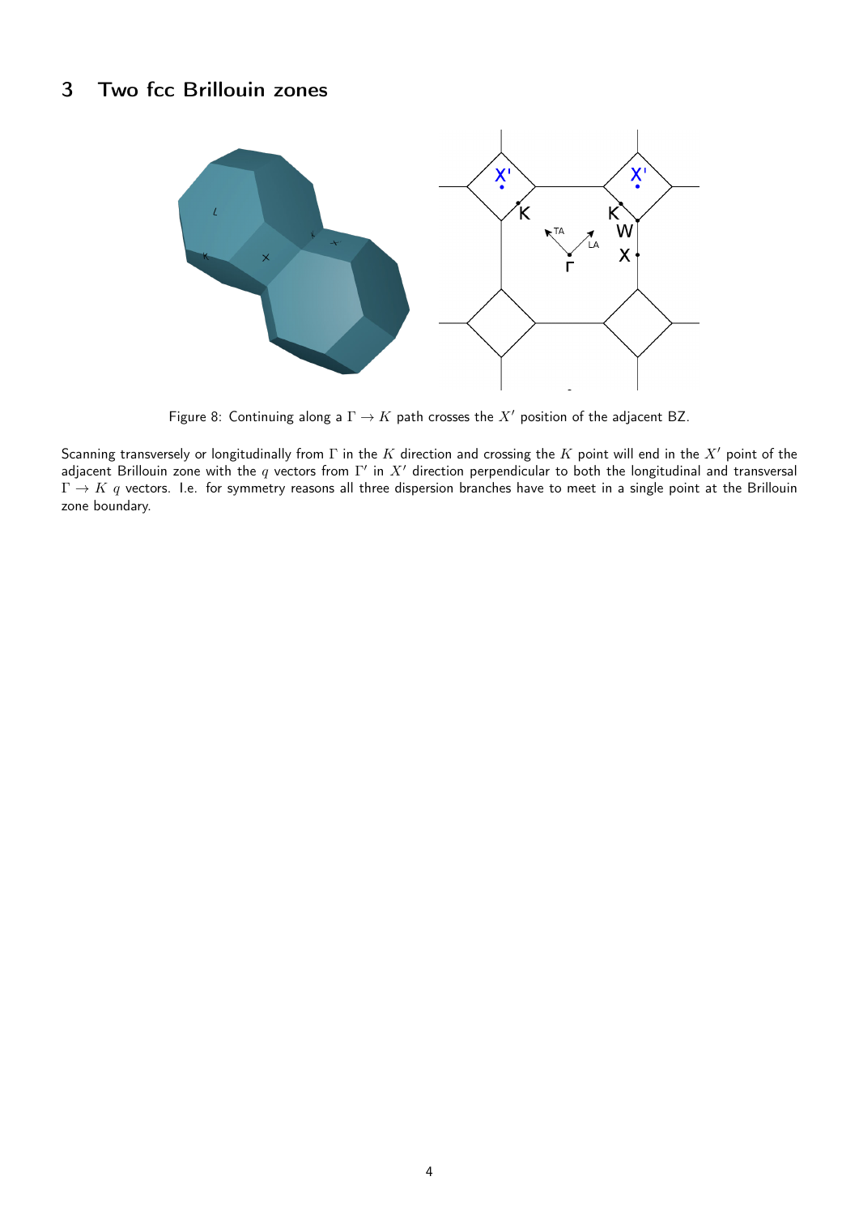## 3 Two fcc Brillouin zones

X'
X'
K
K
TA
LA
W
X
Γ

Figure 8: Continuing along a $\Gamma \rightarrow K$ path crosses the $X'$ position of the adjacent BZ.

Scanning transversely or longitudinally from $\Gamma$ in the $K$ direction and crossing the $K$ point will end in the $X'$ point of the adjacent Brillouin zone with the $q$ vectors from $\Gamma'$ in $X'$ direction perpendicular to both the longitudinal and transversal $\Gamma \rightarrow K$ $q$ vectors. I.e. for symmetry reasons all three dispersion branches have to meet in a single point at the Brillouin zone boundary.